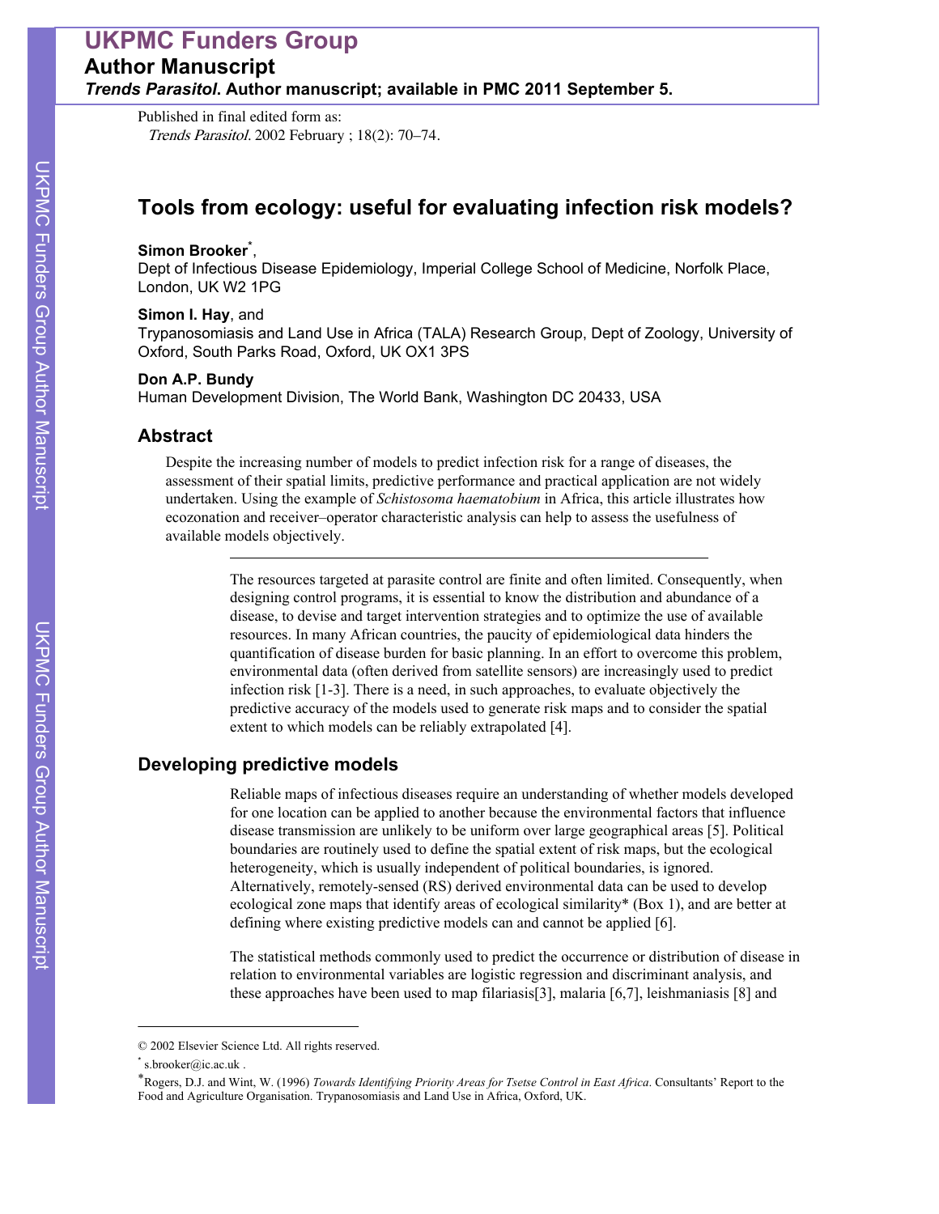Published in final edited form as:
*Trends Parasitol*. 2002 February ; 18(2): 70–74.

# Tools from ecology: useful for evaluating infection risk models?

**Simon Brooker**[*],
Dept of Infectious Disease Epidemiology, Imperial College School of Medicine, Norfolk Place, London, UK W2 1PG

**Simon I. Hay**, and
Trypanosomiasis and Land Use in Africa (TALA) Research Group, Dept of Zoology, University of Oxford, South Parks Road, Oxford, UK OX1 3PS

**Don A.P. Bundy**
Human Development Division, The World Bank, Washington DC 20433, USA

## Abstract

Despite the increasing number of models to predict infection risk for a range of diseases, the assessment of their spatial limits, predictive performance and practical application are not widely undertaken. Using the example of *Schistosoma haematobium* in Africa, this article illustrates how ecozonation and receiver–operator characteristic analysis can help to assess the usefulness of available models objectively.

---

The resources targeted at parasite control are finite and often limited. Consequently, when designing control programs, it is essential to know the distribution and abundance of a disease, to devise and target intervention strategies and to optimize the use of available resources. In many African countries, the paucity of epidemiological data hinders the quantification of disease burden for basic planning. In an effort to overcome this problem, environmental data (often derived from satellite sensors) are increasingly used to predict infection risk [1-3]. There is a need, in such approaches, to evaluate objectively the predictive accuracy of the models used to generate risk maps and to consider the spatial extent to which models can be reliably extrapolated [4].

## Developing predictive models

Reliable maps of infectious diseases require an understanding of whether models developed for one location can be applied to another because the environmental factors that influence disease transmission are unlikely to be uniform over large geographical areas [5]. Political boundaries are routinely used to define the spatial extent of risk maps, but the ecological heterogeneity, which is usually independent of political boundaries, is ignored. Alternatively, remotely-sensed (RS) derived environmental data can be used to develop ecological zone maps that identify areas of ecological similarity* (Box 1), and are better at defining where existing predictive models can and cannot be applied [6].

The statistical methods commonly used to predict the occurrence or distribution of disease in relation to environmental variables are logistic regression and discriminant analysis, and these approaches have been used to map filariasis[3], malaria [6,7], leishmaniasis [8] and

---

© 2002 Elsevier Science Ltd. All rights reserved.

[*] s.brooker@ic.ac.uk .

*Rogers, D.J. and Wint, W. (1996) *Towards Identifying Priority Areas for Tsetse Control in East Africa*. Consultants' Report to the Food and Agriculture Organisation. Trypanosomiasis and Land Use in Africa, Oxford, UK.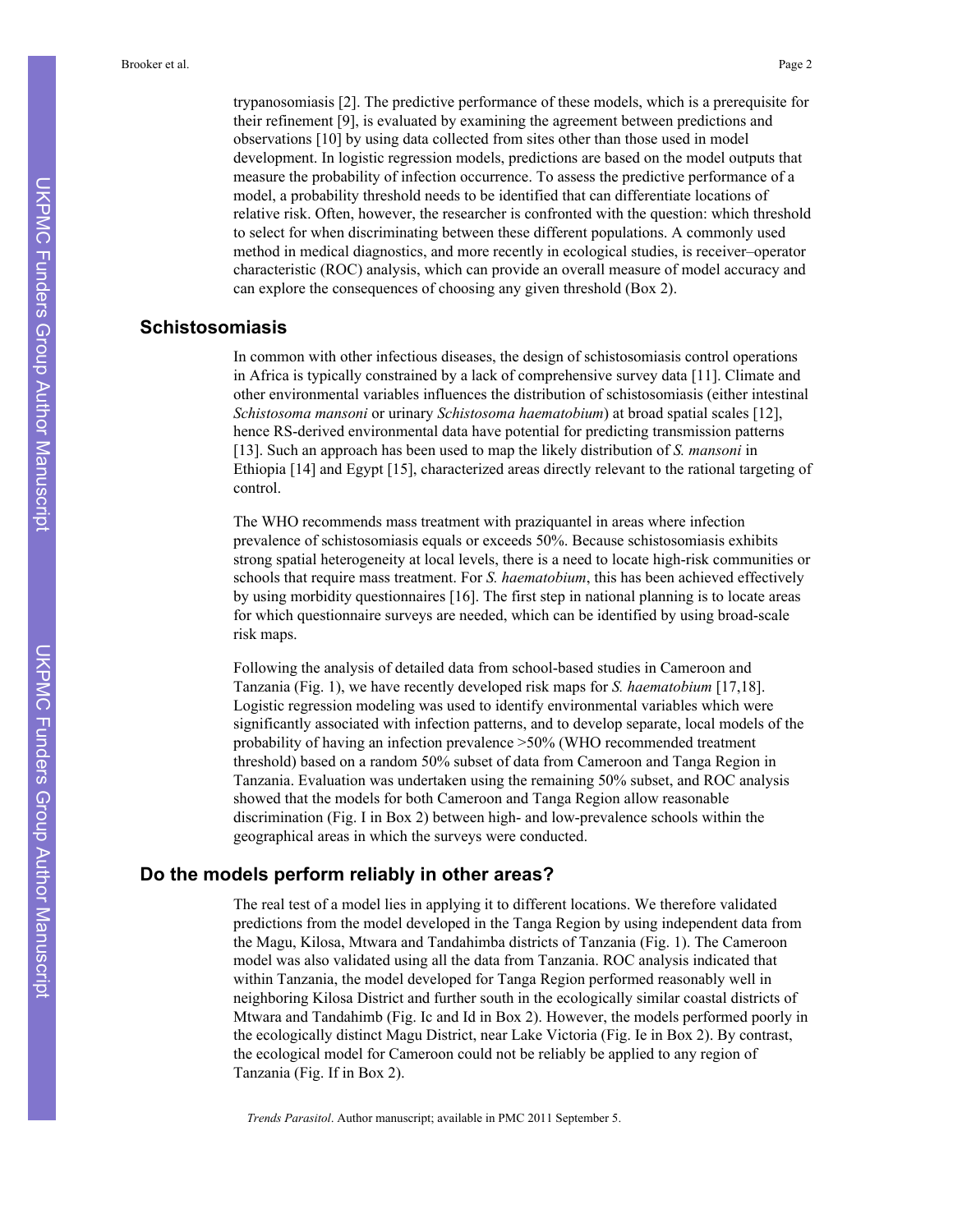trypanosomiasis [2]. The predictive performance of these models, which is a prerequisite for their refinement [9], is evaluated by examining the agreement between predictions and observations [10] by using data collected from sites other than those used in model development. In logistic regression models, predictions are based on the model outputs that measure the probability of infection occurrence. To assess the predictive performance of a model, a probability threshold needs to be identified that can differentiate locations of relative risk. Often, however, the researcher is confronted with the question: which threshold to select for when discriminating between these different populations. A commonly used method in medical diagnostics, and more recently in ecological studies, is receiver–operator characteristic (ROC) analysis, which can provide an overall measure of model accuracy and can explore the consequences of choosing any given threshold (Box 2).

## Schistosomiasis

In common with other infectious diseases, the design of schistosomiasis control operations in Africa is typically constrained by a lack of comprehensive survey data [11]. Climate and other environmental variables influences the distribution of schistosomiasis (either intestinal *Schistosoma mansoni* or urinary *Schistosoma haematobium*) at broad spatial scales [12], hence RS-derived environmental data have potential for predicting transmission patterns [13]. Such an approach has been used to map the likely distribution of *S. mansoni* in Ethiopia [14] and Egypt [15], characterized areas directly relevant to the rational targeting of control.

The WHO recommends mass treatment with praziquantel in areas where infection prevalence of schistosomiasis equals or exceeds 50%. Because schistosomiasis exhibits strong spatial heterogeneity at local levels, there is a need to locate high-risk communities or schools that require mass treatment. For *S. haematobium*, this has been achieved effectively by using morbidity questionnaires [16]. The first step in national planning is to locate areas for which questionnaire surveys are needed, which can be identified by using broad-scale risk maps.

Following the analysis of detailed data from school-based studies in Cameroon and Tanzania (Fig. 1), we have recently developed risk maps for *S. haematobium* [17,18]. Logistic regression modeling was used to identify environmental variables which were significantly associated with infection patterns, and to develop separate, local models of the probability of having an infection prevalence >50% (WHO recommended treatment threshold) based on a random 50% subset of data from Cameroon and Tanga Region in Tanzania. Evaluation was undertaken using the remaining 50% subset, and ROC analysis showed that the models for both Cameroon and Tanga Region allow reasonable discrimination (Fig. I in Box 2) between high- and low-prevalence schools within the geographical areas in which the surveys were conducted.

## Do the models perform reliably in other areas?

The real test of a model lies in applying it to different locations. We therefore validated predictions from the model developed in the Tanga Region by using independent data from the Magu, Kilosa, Mtwara and Tandahimba districts of Tanzania (Fig. 1). The Cameroon model was also validated using all the data from Tanzania. ROC analysis indicated that within Tanzania, the model developed for Tanga Region performed reasonably well in neighboring Kilosa District and further south in the ecologically similar coastal districts of Mtwara and Tandahimb (Fig. Ic and Id in Box 2). However, the models performed poorly in the ecologically distinct Magu District, near Lake Victoria (Fig. Ie in Box 2). By contrast, the ecological model for Cameroon could not be reliably be applied to any region of Tanzania (Fig. If in Box 2).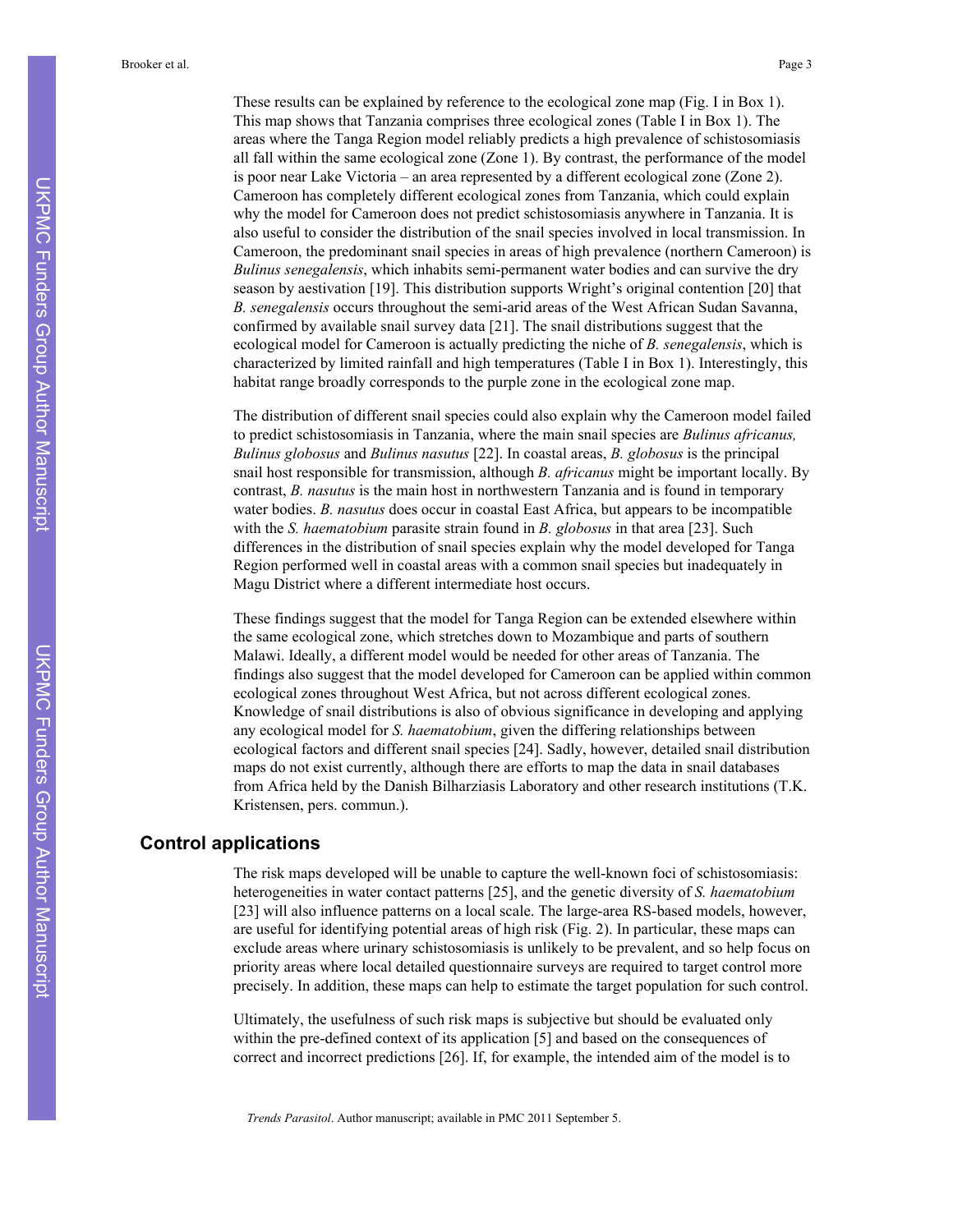These results can be explained by reference to the ecological zone map (Fig. I in Box 1). This map shows that Tanzania comprises three ecological zones (Table I in Box 1). The areas where the Tanga Region model reliably predicts a high prevalence of schistosomiasis all fall within the same ecological zone (Zone 1). By contrast, the performance of the model is poor near Lake Victoria – an area represented by a different ecological zone (Zone 2). Cameroon has completely different ecological zones from Tanzania, which could explain why the model for Cameroon does not predict schistosomiasis anywhere in Tanzania. It is also useful to consider the distribution of the snail species involved in local transmission. In Cameroon, the predominant snail species in areas of high prevalence (northern Cameroon) is *Bulinus senegalensis*, which inhabits semi-permanent water bodies and can survive the dry season by aestivation [19]. This distribution supports Wright's original contention [20] that *B. senegalensis* occurs throughout the semi-arid areas of the West African Sudan Savanna, confirmed by available snail survey data [21]. The snail distributions suggest that the ecological model for Cameroon is actually predicting the niche of *B. senegalensis*, which is characterized by limited rainfall and high temperatures (Table I in Box 1). Interestingly, this habitat range broadly corresponds to the purple zone in the ecological zone map.

The distribution of different snail species could also explain why the Cameroon model failed to predict schistosomiasis in Tanzania, where the main snail species are *Bulinus africanus, Bulinus globosus* and *Bulinus nasutus* [22]. In coastal areas, *B. globosus* is the principal snail host responsible for transmission, although *B. africanus* might be important locally. By contrast, *B. nasutus* is the main host in northwestern Tanzania and is found in temporary water bodies. *B. nasutus* does occur in coastal East Africa, but appears to be incompatible with the *S. haematobium* parasite strain found in *B. globosus* in that area [23]. Such differences in the distribution of snail species explain why the model developed for Tanga Region performed well in coastal areas with a common snail species but inadequately in Magu District where a different intermediate host occurs.

These findings suggest that the model for Tanga Region can be extended elsewhere within the same ecological zone, which stretches down to Mozambique and parts of southern Malawi. Ideally, a different model would be needed for other areas of Tanzania. The findings also suggest that the model developed for Cameroon can be applied within common ecological zones throughout West Africa, but not across different ecological zones. Knowledge of snail distributions is also of obvious significance in developing and applying any ecological model for *S. haematobium*, given the differing relationships between ecological factors and different snail species [24]. Sadly, however, detailed snail distribution maps do not exist currently, although there are efforts to map the data in snail databases from Africa held by the Danish Bilharziasis Laboratory and other research institutions (T.K. Kristensen, pers. commun.).

## Control applications

The risk maps developed will be unable to capture the well-known foci of schistosomiasis: heterogeneities in water contact patterns [25], and the genetic diversity of *S. haematobium* [23] will also influence patterns on a local scale. The large-area RS-based models, however, are useful for identifying potential areas of high risk (Fig. 2). In particular, these maps can exclude areas where urinary schistosomiasis is unlikely to be prevalent, and so help focus on priority areas where local detailed questionnaire surveys are required to target control more precisely. In addition, these maps can help to estimate the target population for such control.

Ultimately, the usefulness of such risk maps is subjective but should be evaluated only within the pre-defined context of its application [5] and based on the consequences of correct and incorrect predictions [26]. If, for example, the intended aim of the model is to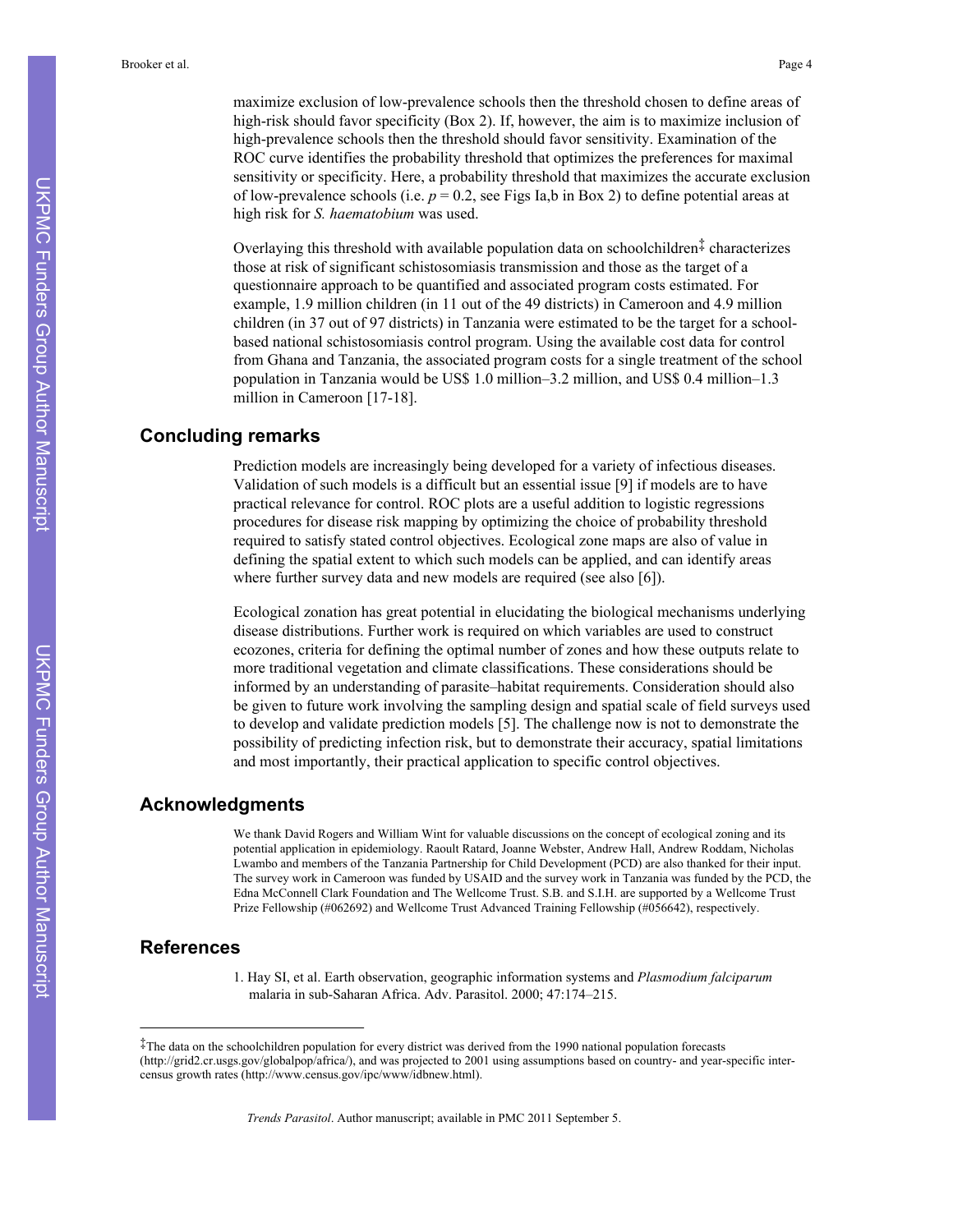maximize exclusion of low-prevalence schools then the threshold chosen to define areas of high-risk should favor specificity (Box 2). If, however, the aim is to maximize inclusion of high-prevalence schools then the threshold should favor sensitivity. Examination of the ROC curve identifies the probability threshold that optimizes the preferences for maximal sensitivity or specificity. Here, a probability threshold that maximizes the accurate exclusion of low-prevalence schools (i.e. $p = 0.2$, see Figs Ia,b in Box 2) to define potential areas at high risk for *S. haematobium* was used.

Overlaying this threshold with available population data on schoolchildren[‡] characterizes those at risk of significant schistosomiasis transmission and those as the target of a questionnaire approach to be quantified and associated program costs estimated. For example, 1.9 million children (in 11 out of the 49 districts) in Cameroon and 4.9 million children (in 37 out of 97 districts) in Tanzania were estimated to be the target for a school-based national schistosomiasis control program. Using the available cost data for control from Ghana and Tanzania, the associated program costs for a single treatment of the school population in Tanzania would be US$ 1.0 million–3.2 million, and US$ 0.4 million–1.3 million in Cameroon [17-18].

## Concluding remarks

Prediction models are increasingly being developed for a variety of infectious diseases. Validation of such models is a difficult but an essential issue [9] if models are to have practical relevance for control. ROC plots are a useful addition to logistic regressions procedures for disease risk mapping by optimizing the choice of probability threshold required to satisfy stated control objectives. Ecological zone maps are also of value in defining the spatial extent to which such models can be applied, and can identify areas where further survey data and new models are required (see also [6]).

Ecological zonation has great potential in elucidating the biological mechanisms underlying disease distributions. Further work is required on which variables are used to construct ecozones, criteria for defining the optimal number of zones and how these outputs relate to more traditional vegetation and climate classifications. These considerations should be informed by an understanding of parasite–habitat requirements. Consideration should also be given to future work involving the sampling design and spatial scale of field surveys used to develop and validate prediction models [5]. The challenge now is not to demonstrate the possibility of predicting infection risk, but to demonstrate their accuracy, spatial limitations and most importantly, their practical application to specific control objectives.

## Acknowledgments

We thank David Rogers and William Wint for valuable discussions on the concept of ecological zoning and its potential application in epidemiology. Raoult Ratard, Joanne Webster, Andrew Hall, Andrew Roddam, Nicholas Lwambo and members of the Tanzania Partnership for Child Development (PCD) are also thanked for their input. The survey work in Cameroon was funded by USAID and the survey work in Tanzania was funded by the PCD, the Edna McConnell Clark Foundation and The Wellcome Trust. S.B. and S.I.H. are supported by a Wellcome Trust Prize Fellowship (#062692) and Wellcome Trust Advanced Training Fellowship (#056642), respectively.

## References

1. Hay SI, et al. Earth observation, geographic information systems and *Plasmodium falciparum* malaria in sub-Saharan Africa. Adv. Parasitol. 2000; 47:174–215.

[‡] The data on the schoolchildren population for every district was derived from the 1990 national population forecasts (http://grid2.cr.usgs.gov/globalpop/africa/), and was projected to 2001 using assumptions based on country- and year-specific inter-census growth rates (http://www.census.gov/ipc/www/idbnew.html).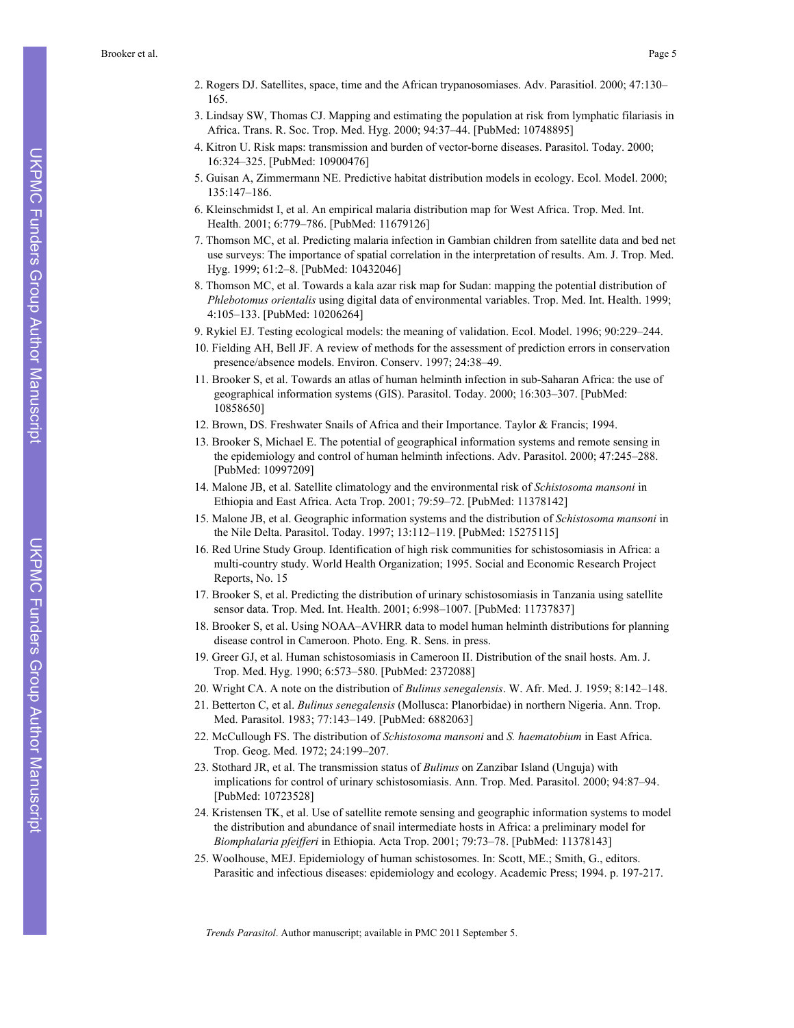2. Rogers DJ. Satellites, space, time and the African trypanosomiases. Adv. Parasitiol. 2000; 47:130–165.
3. Lindsay SW, Thomas CJ. Mapping and estimating the population at risk from lymphatic filariasis in Africa. Trans. R. Soc. Trop. Med. Hyg. 2000; 94:37–44. [PubMed: 10748895]
4. Kitron U. Risk maps: transmission and burden of vector-borne diseases. Parasitol. Today. 2000; 16:324–325. [PubMed: 10900476]
5. Guisan A, Zimmermann NE. Predictive habitat distribution models in ecology. Ecol. Model. 2000; 135:147–186.
6. Kleinschmidst I, et al. An empirical malaria distribution map for West Africa. Trop. Med. Int. Health. 2001; 6:779–786. [PubMed: 11679126]
7. Thomson MC, et al. Predicting malaria infection in Gambian children from satellite data and bed net use surveys: The importance of spatial correlation in the interpretation of results. Am. J. Trop. Med. Hyg. 1999; 61:2–8. [PubMed: 10432046]
8. Thomson MC, et al. Towards a kala azar risk map for Sudan: mapping the potential distribution of *Phlebotomus orientalis* using digital data of environmental variables. Trop. Med. Int. Health. 1999; 4:105–133. [PubMed: 10206264]
9. Rykiel EJ. Testing ecological models: the meaning of validation. Ecol. Model. 1996; 90:229–244.
10. Fielding AH, Bell JF. A review of methods for the assessment of prediction errors in conservation presence/absence models. Environ. Conserv. 1997; 24:38–49.
11. Brooker S, et al. Towards an atlas of human helminth infection in sub-Saharan Africa: the use of geographical information systems (GIS). Parasitol. Today. 2000; 16:303–307. [PubMed: 10858650]
12. Brown, DS. Freshwater Snails of Africa and their Importance. Taylor & Francis; 1994.
13. Brooker S, Michael E. The potential of geographical information systems and remote sensing in the epidemiology and control of human helminth infections. Adv. Parasitol. 2000; 47:245–288. [PubMed: 10997209]
14. Malone JB, et al. Satellite climatology and the environmental risk of *Schistosoma mansoni* in Ethiopia and East Africa. Acta Trop. 2001; 79:59–72. [PubMed: 11378142]
15. Malone JB, et al. Geographic information systems and the distribution of *Schistosoma mansoni* in the Nile Delta. Parasitol. Today. 1997; 13:112–119. [PubMed: 15275115]
16. Red Urine Study Group. Identification of high risk communities for schistosomiasis in Africa: a multi-country study. World Health Organization; 1995. Social and Economic Research Project Reports, No. 15
17. Brooker S, et al. Predicting the distribution of urinary schistosomiasis in Tanzania using satellite sensor data. Trop. Med. Int. Health. 2001; 6:998–1007. [PubMed: 11737837]
18. Brooker S, et al. Using NOAA–AVHRR data to model human helminth distributions for planning disease control in Cameroon. Photo. Eng. R. Sens. in press.
19. Greer GJ, et al. Human schistosomiasis in Cameroon II. Distribution of the snail hosts. Am. J. Trop. Med. Hyg. 1990; 6:573–580. [PubMed: 2372088]
20. Wright CA. A note on the distribution of *Bulinus senegalensis*. W. Afr. Med. J. 1959; 8:142–148.
21. Betterton C, et al. *Bulinus senegalensis* (Mollusca: Planorbidae) in northern Nigeria. Ann. Trop. Med. Parasitol. 1983; 77:143–149. [PubMed: 6882063]
22. McCullough FS. The distribution of *Schistosoma mansoni* and *S. haematobium* in East Africa. Trop. Geog. Med. 1972; 24:199–207.
23. Stothard JR, et al. The transmission status of *Bulinus* on Zanzibar Island (Unguja) with implications for control of urinary schistosomiasis. Ann. Trop. Med. Parasitol. 2000; 94:87–94. [PubMed: 10723528]
24. Kristensen TK, et al. Use of satellite remote sensing and geographic information systems to model the distribution and abundance of snail intermediate hosts in Africa: a preliminary model for *Biomphalaria pfeifferi* in Ethiopia. Acta Trop. 2001; 79:73–78. [PubMed: 11378143]
25. Woolhouse, MEJ. Epidemiology of human schistosomes. In: Scott, ME.; Smith, G., editors. Parasitic and infectious diseases: epidemiology and ecology. Academic Press; 1994. p. 197-217.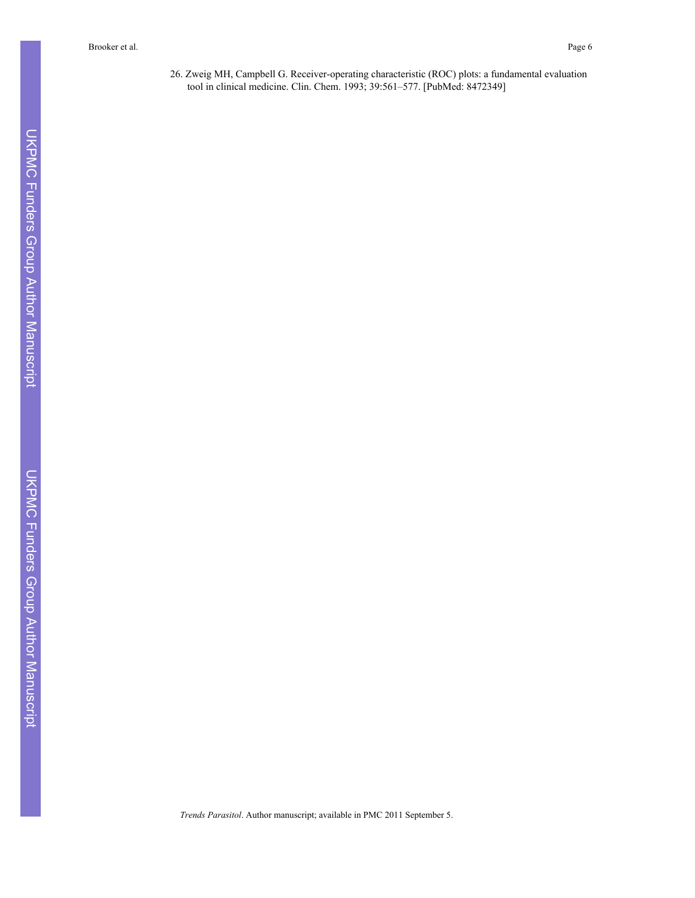26. Zweig MH, Campbell G. Receiver-operating characteristic (ROC) plots: a fundamental evaluation tool in clinical medicine. Clin. Chem. 1993; 39:561–577. [PubMed: 8472349]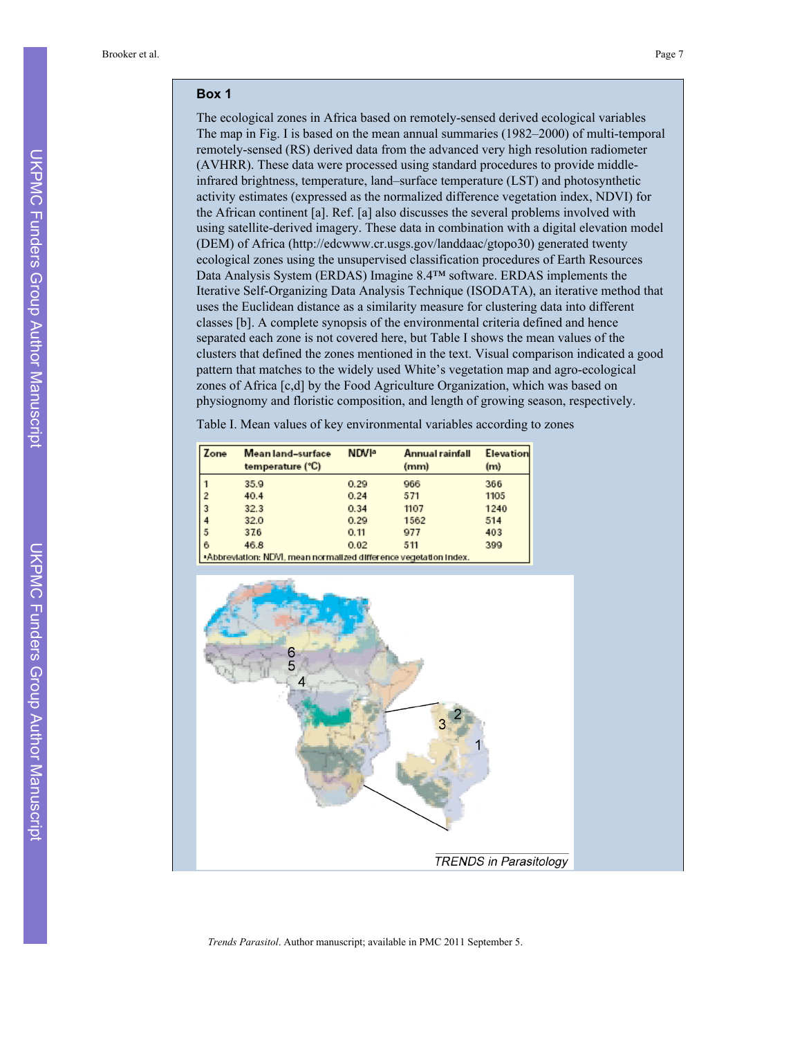## Box 1

The ecological zones in Africa based on remotely-sensed derived ecological variables The map in Fig. I is based on the mean annual summaries (1982–2000) of multi-temporal remotely-sensed (RS) derived data from the advanced very high resolution radiometer (AVHRR). These data were processed using standard procedures to provide middle-infrared brightness, temperature, land–surface temperature (LST) and photosynthetic activity estimates (expressed as the normalized difference vegetation index, NDVI) for the African continent [a]. Ref. [a] also discusses the several problems involved with using satellite-derived imagery. These data in combination with a digital elevation model (DEM) of Africa (http://edcwww.cr.usgs.gov/landdaac/gtopo30) generated twenty ecological zones using the unsupervised classification procedures of Earth Resources Data Analysis System (ERDAS) Imagine 8.4™ software. ERDAS implements the Iterative Self-Organizing Data Analysis Technique (ISODATA), an iterative method that uses the Euclidean distance as a similarity measure for clustering data into different classes [b]. A complete synopsis of the environmental criteria defined and hence separated each zone is not covered here, but Table I shows the mean values of the clusters that defined the zones mentioned in the text. Visual comparison indicated a good pattern that matches to the widely used White's vegetation map and agro-ecological zones of Africa [c,d] by the Food Agriculture Organization, which was based on physiognomy and floristic composition, and length of growing season, respectively.

Table I. Mean values of key environmental variables according to zones

| Zone | Mean land–surface temperature (°C) | NDVI[a] | Annual rainfall (mm) | Elevation (m) |
|---|---|---|---|---|
| 1 | 35.9 | 0.29 | 966 | 366 |
| 2 | 40.4 | 0.24 | 571 | 1105 |
| 3 | 32.3 | 0.34 | 1107 | 1240 |
| 4 | 32.0 | 0.29 | 1562 | 514 |
| 5 | 37.6 | 0.11 | 977 | 403 |
| 6 | 46.8 | 0.02 | 511 | 399 |

[a]Abbreviation: NDVI, mean normalized difference vegetation index.

TRENDS in Parasitology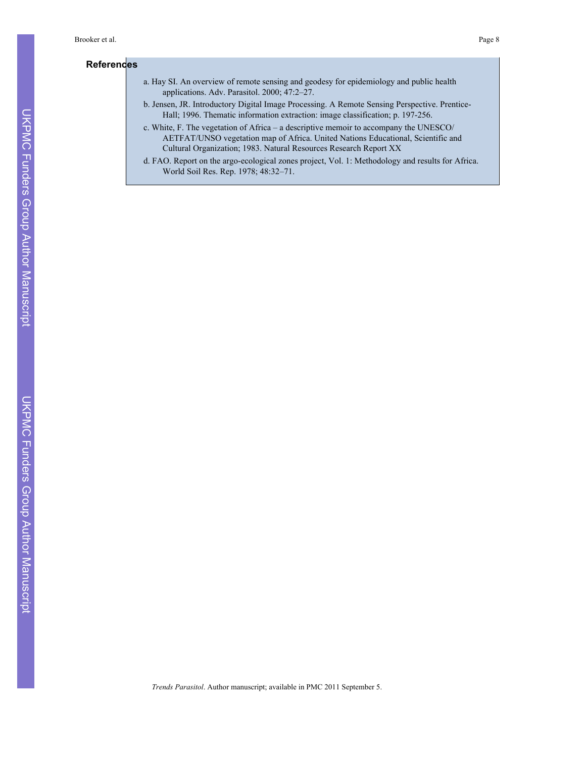### References

a. Hay SI. An overview of remote sensing and geodesy for epidemiology and public health applications. Adv. Parasitol. 2000; 47:2–27.

b. Jensen, JR. Introductory Digital Image Processing. A Remote Sensing Perspective. Prentice-Hall; 1996. Thematic information extraction: image classification; p. 197-256.

c. White, F. The vegetation of Africa – a descriptive memoir to accompany the UNESCO/AETFAT/UNSO vegetation map of Africa. United Nations Educational, Scientific and Cultural Organization; 1983. Natural Resources Research Report XX

d. FAO. Report on the argo-ecological zones project, Vol. 1: Methodology and results for Africa. World Soil Res. Rep. 1978; 48:32–71.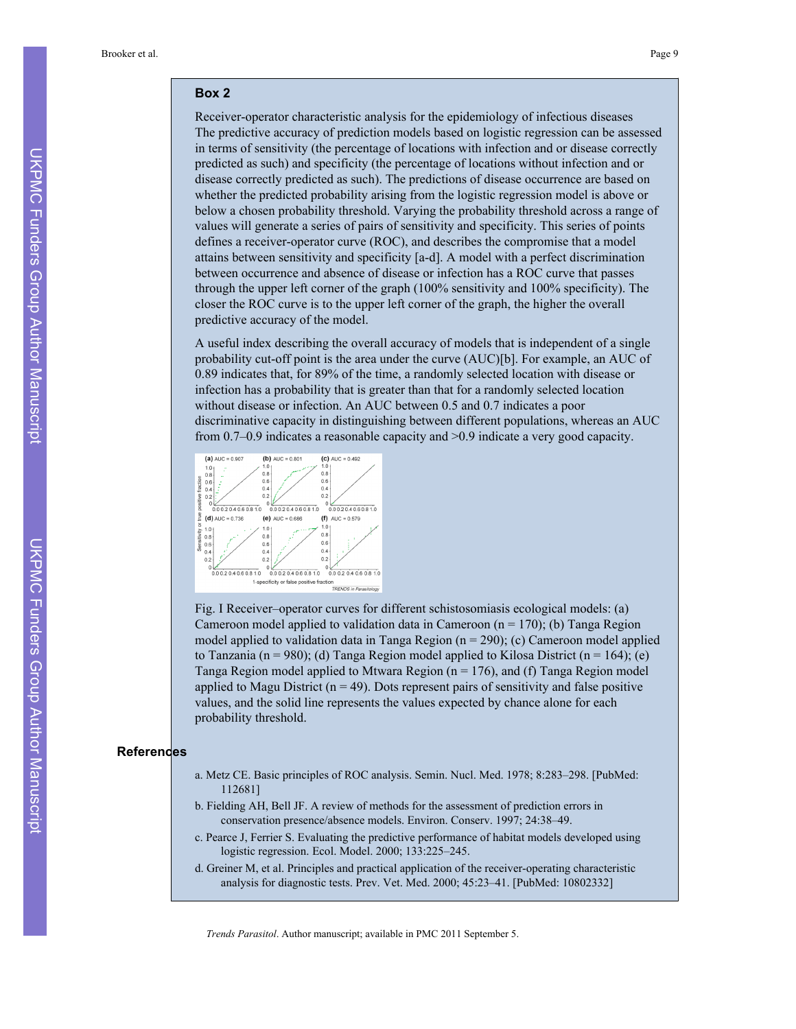## Box 2

Receiver-operator characteristic analysis for the epidemiology of infectious diseases

The predictive accuracy of prediction models based on logistic regression can be assessed in terms of sensitivity (the percentage of locations with infection and or disease correctly predicted as such) and specificity (the percentage of locations without infection and or disease correctly predicted as such). The predictions of disease occurrence are based on whether the predicted probability arising from the logistic regression model is above or below a chosen probability threshold. Varying the probability threshold across a range of values will generate a series of pairs of sensitivity and specificity. This series of points defines a receiver-operator curve (ROC), and describes the compromise that a model attains between sensitivity and specificity [a-d]. A model with a perfect discrimination between occurrence and absence of disease or infection has a ROC curve that passes through the upper left corner of the graph (100% sensitivity and 100% specificity). The closer the ROC curve is to the upper left corner of the graph, the higher the overall predictive accuracy of the model.

A useful index describing the overall accuracy of models that is independent of a single probability cut-off point is the area under the curve (AUC)[b]. For example, an AUC of 0.89 indicates that, for 89% of the time, a randomly selected location with disease or infection has a probability that is greater than that for a randomly selected location without disease or infection. An AUC between 0.5 and 0.7 indicates a poor discriminative capacity in distinguishing between different populations, whereas an AUC from 0.7–0.9 indicates a reasonable capacity and >0.9 indicate a very good capacity.

Fig. I Receiver–operator curves for different schistosomiasis ecological models: (a) Cameroon model applied to validation data in Cameroon (n = 170); (b) Tanga Region model applied to validation data in Tanga Region (n = 290); (c) Cameroon model applied to Tanzania (n = 980); (d) Tanga Region model applied to Kilosa District (n = 164); (e) Tanga Region model applied to Mtwara Region (n = 176), and (f) Tanga Region model applied to Magu District (n = 49). Dots represent pairs of sensitivity and false positive values, and the solid line represents the values expected by chance alone for each probability threshold.

### References

a. Metz CE. Basic principles of ROC analysis. Semin. Nucl. Med. 1978; 8:283–298. [PubMed: 112681]

b. Fielding AH, Bell JF. A review of methods for the assessment of prediction errors in conservation presence/absence models. Environ. Conserv. 1997; 24:38–49.

c. Pearce J, Ferrier S. Evaluating the predictive performance of habitat models developed using logistic regression. Ecol. Model. 2000; 133:225–245.

d. Greiner M, et al. Principles and practical application of the receiver-operating characteristic analysis for diagnostic tests. Prev. Vet. Med. 2000; 45:23–41. [PubMed: 10802332]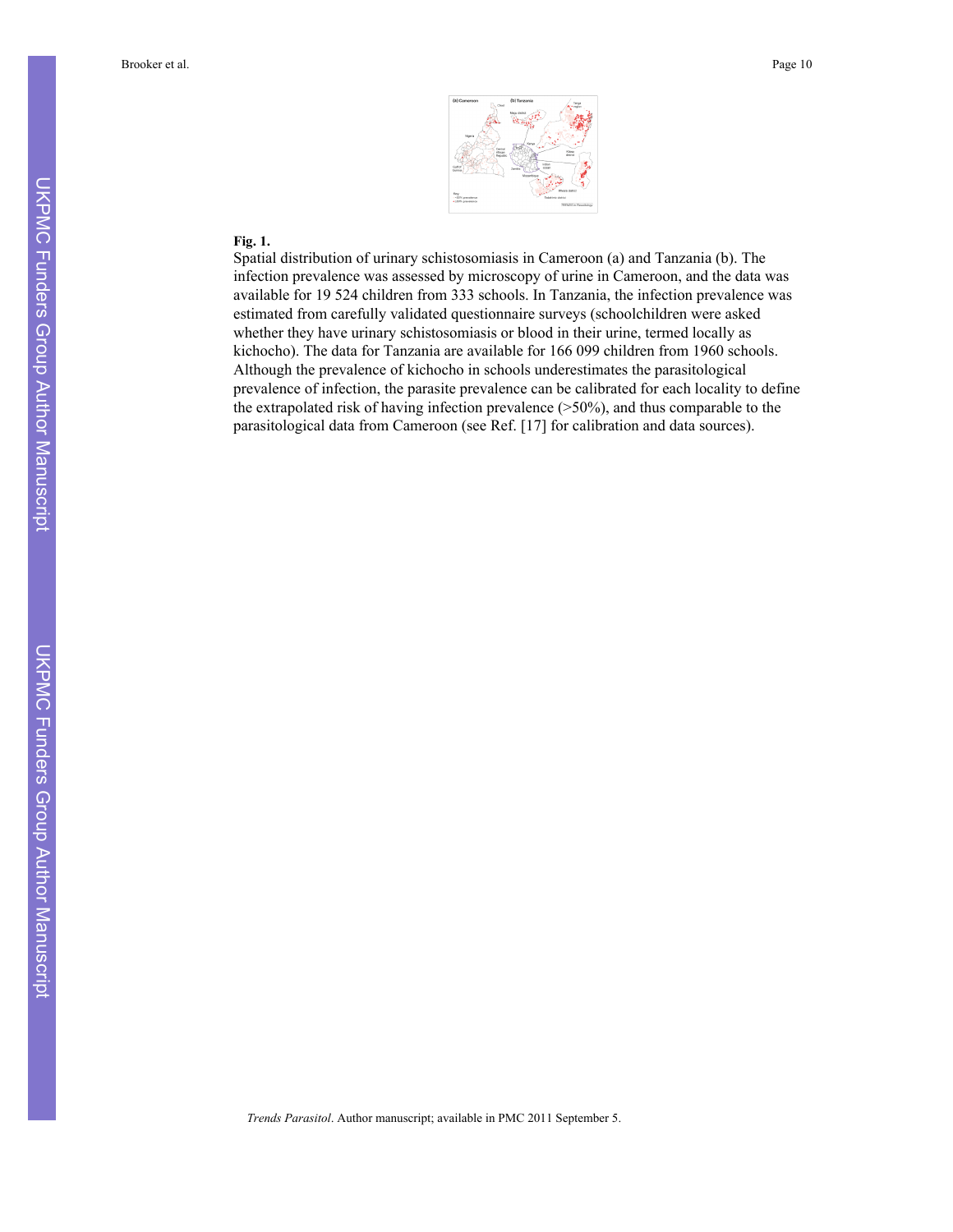**Fig. 1.**

Spatial distribution of urinary schistosomiasis in Cameroon (a) and Tanzania (b). The infection prevalence was assessed by microscopy of urine in Cameroon, and the data was available for 19 524 children from 333 schools. In Tanzania, the infection prevalence was estimated from carefully validated questionnaire surveys (schoolchildren were asked whether they have urinary schistosomiasis or blood in their urine, termed locally as kichocho). The data for Tanzania are available for 166 099 children from 1960 schools. Although the prevalence of kichocho in schools underestimates the parasitological prevalence of infection, the parasite prevalence can be calibrated for each locality to define the extrapolated risk of having infection prevalence (>50%), and thus comparable to the parasitological data from Cameroon (see Ref. [17] for calibration and data sources).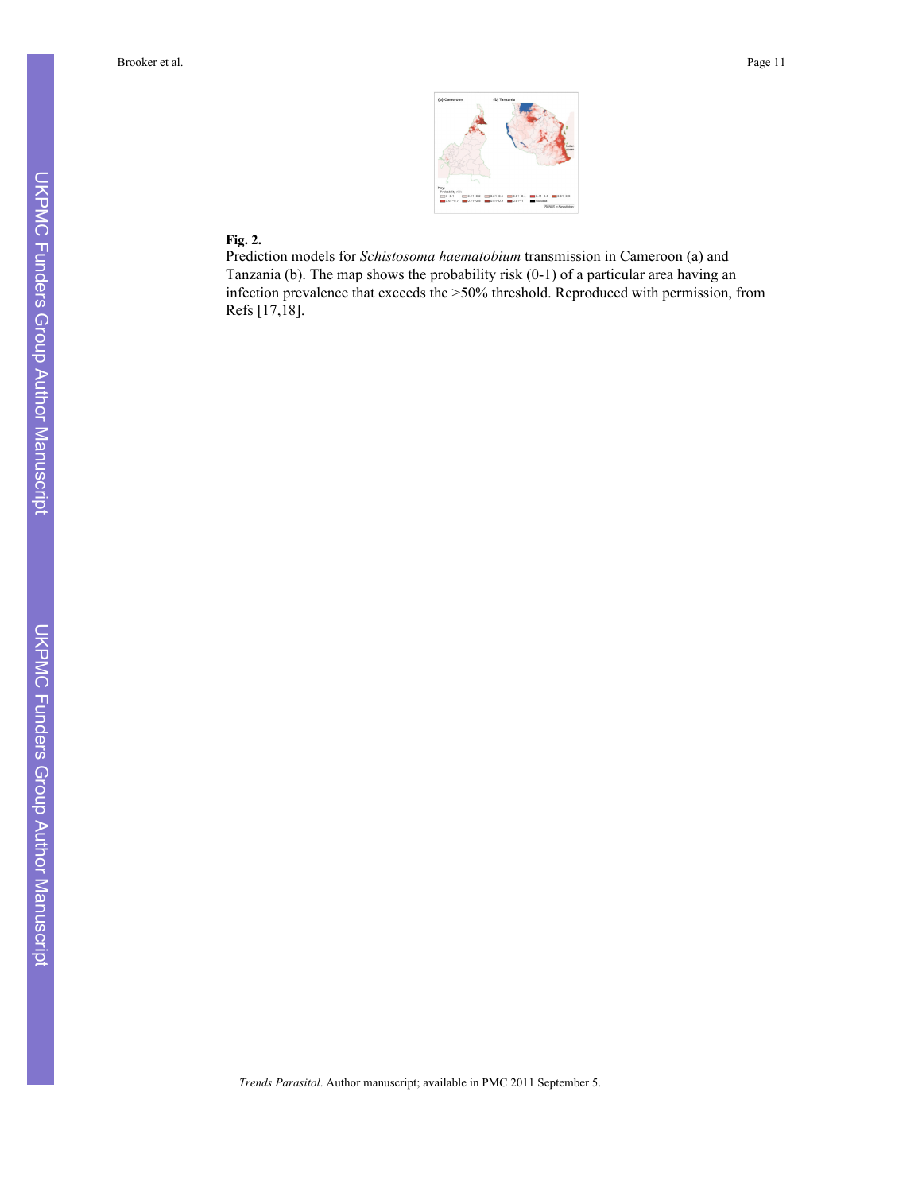**Fig. 2.**

Prediction models for *Schistosoma haematobium* transmission in Cameroon (a) and Tanzania (b). The map shows the probability risk (0-1) of a particular area having an infection prevalence that exceeds the >50% threshold. Reproduced with permission, from Refs [17,18].